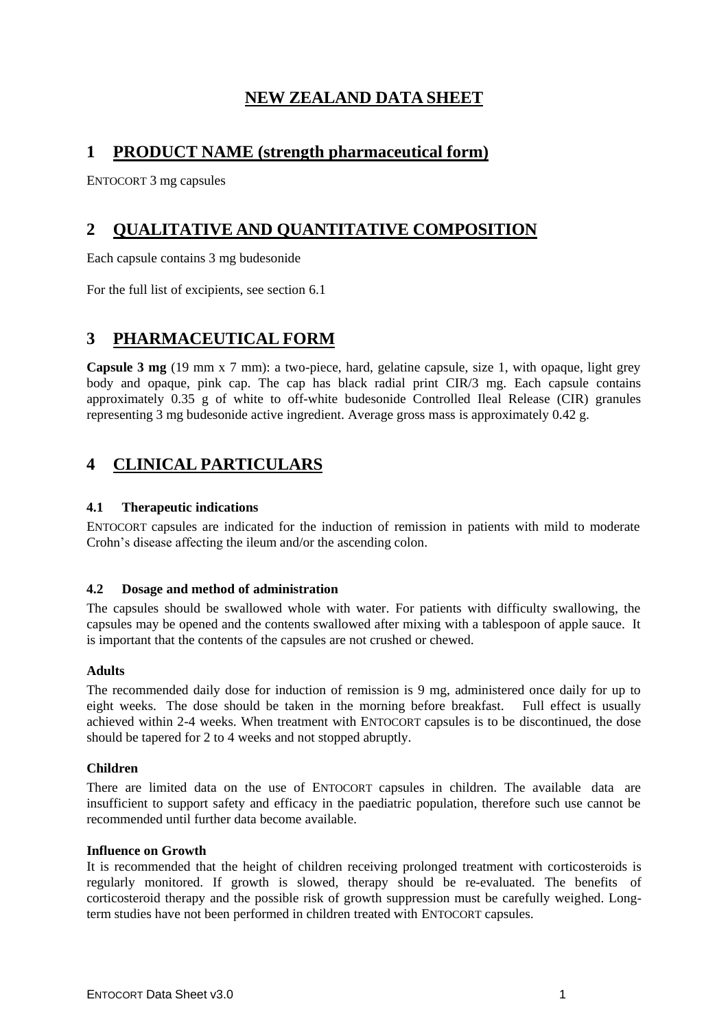# NEW ZEALAND DATA SHEET

## 1 PRODUCT NAME (strength pharmaceutical form)

ENTOCORT 3 mg capsules

## 2 QUALITATIVE AND QUANTITATIVE COMPOSITION

Each capsule contains 3 mg budesonide

For the full list of excipients, see section 6.1

## 3 PHARMACEUTICAL FORM

**Capsule 3 mg** (19 mm x 7 mm): a two-piece, hard, gelatine capsule, size 1, with opaque, light grey body and opaque, pink cap. The cap has black radial print CIR/3 mg. Each capsule contains approximately 0.35 g of white to off-white budesonide Controlled Ileal Release (CIR) granules representing 3 mg budesonide active ingredient. Average gross mass is approximately 0.42 g.

## 4 CLINICAL PARTICULARS

### 4.1 Therapeutic indications

ENTOCORT capsules are indicated for the induction of remission in patients with mild to moderate Crohn's disease affecting the ileum and/or the ascending colon.

### 4.2 Dosage and method of administration

The capsules should be swallowed whole with water. For patients with difficulty swallowing, the capsules may be opened and the contents swallowed after mixing with a tablespoon of apple sauce. It is important that the contents of the capsules are not crushed or chewed.

**Adults**

The recommended daily dose for induction of remission is 9 mg, administered once daily for up to eight weeks. The dose should be taken in the morning before breakfast. Full effect is usually achieved within 2-4 weeks. When treatment with ENTOCORT capsules is to be discontinued, the dose should be tapered for 2 to 4 weeks and not stopped abruptly.

**Children**

There are limited data on the use of ENTOCORT capsules in children. The available data are insufficient to support safety and efficacy in the paediatric population, therefore such use cannot be recommended until further data become available.

**Influence on Growth**

It is recommended that the height of children receiving prolonged treatment with corticosteroids is regularly monitored. If growth is slowed, therapy should be re-evaluated. The benefits of corticosteroid therapy and the possible risk of growth suppression must be carefully weighed. Long-term studies have not been performed in children treated with ENTOCORT capsules.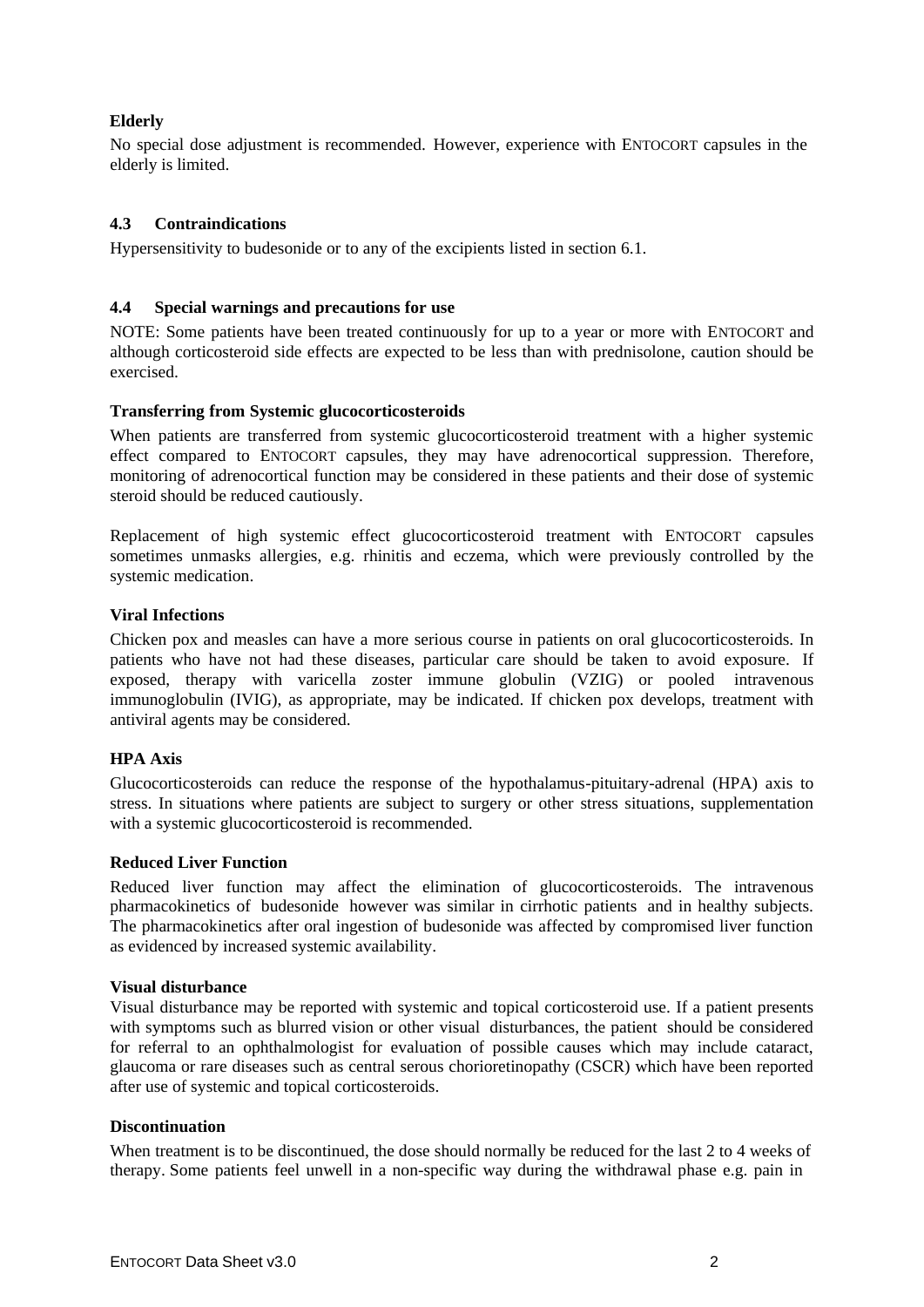**Elderly**

No special dose adjustment is recommended. However, experience with ENTOCORT capsules in the elderly is limited.

## 4.3 Contraindications

Hypersensitivity to budesonide or to any of the excipients listed in section 6.1.

## 4.4 Special warnings and precautions for use

NOTE: Some patients have been treated continuously for up to a year or more with ENTOCORT and although corticosteroid side effects are expected to be less than with prednisolone, caution should be exercised.

**Transferring from Systemic glucocorticosteroids**

When patients are transferred from systemic glucocorticosteroid treatment with a higher systemic effect compared to ENTOCORT capsules, they may have adrenocortical suppression. Therefore, monitoring of adrenocortical function may be considered in these patients and their dose of systemic steroid should be reduced cautiously.

Replacement of high systemic effect glucocorticosteroid treatment with ENTOCORT capsules sometimes unmasks allergies, e.g. rhinitis and eczema, which were previously controlled by the systemic medication.

**Viral Infections**

Chicken pox and measles can have a more serious course in patients on oral glucocorticosteroids. In patients who have not had these diseases, particular care should be taken to avoid exposure. If exposed, therapy with varicella zoster immune globulin (VZIG) or pooled intravenous immunoglobulin (IVIG), as appropriate, may be indicated. If chicken pox develops, treatment with antiviral agents may be considered.

**HPA Axis**

Glucocorticosteroids can reduce the response of the hypothalamus-pituitary-adrenal (HPA) axis to stress. In situations where patients are subject to surgery or other stress situations, supplementation with a systemic glucocorticosteroid is recommended.

**Reduced Liver Function**

Reduced liver function may affect the elimination of glucocorticosteroids. The intravenous pharmacokinetics of budesonide however was similar in cirrhotic patients and in healthy subjects. The pharmacokinetics after oral ingestion of budesonide was affected by compromised liver function as evidenced by increased systemic availability.

**Visual disturbance**

Visual disturbance may be reported with systemic and topical corticosteroid use. If a patient presents with symptoms such as blurred vision or other visual disturbances, the patient should be considered for referral to an ophthalmologist for evaluation of possible causes which may include cataract, glaucoma or rare diseases such as central serous chorioretinopathy (CSCR) which have been reported after use of systemic and topical corticosteroids.

**Discontinuation**

When treatment is to be discontinued, the dose should normally be reduced for the last 2 to 4 weeks of therapy. Some patients feel unwell in a non-specific way during the withdrawal phase e.g. pain in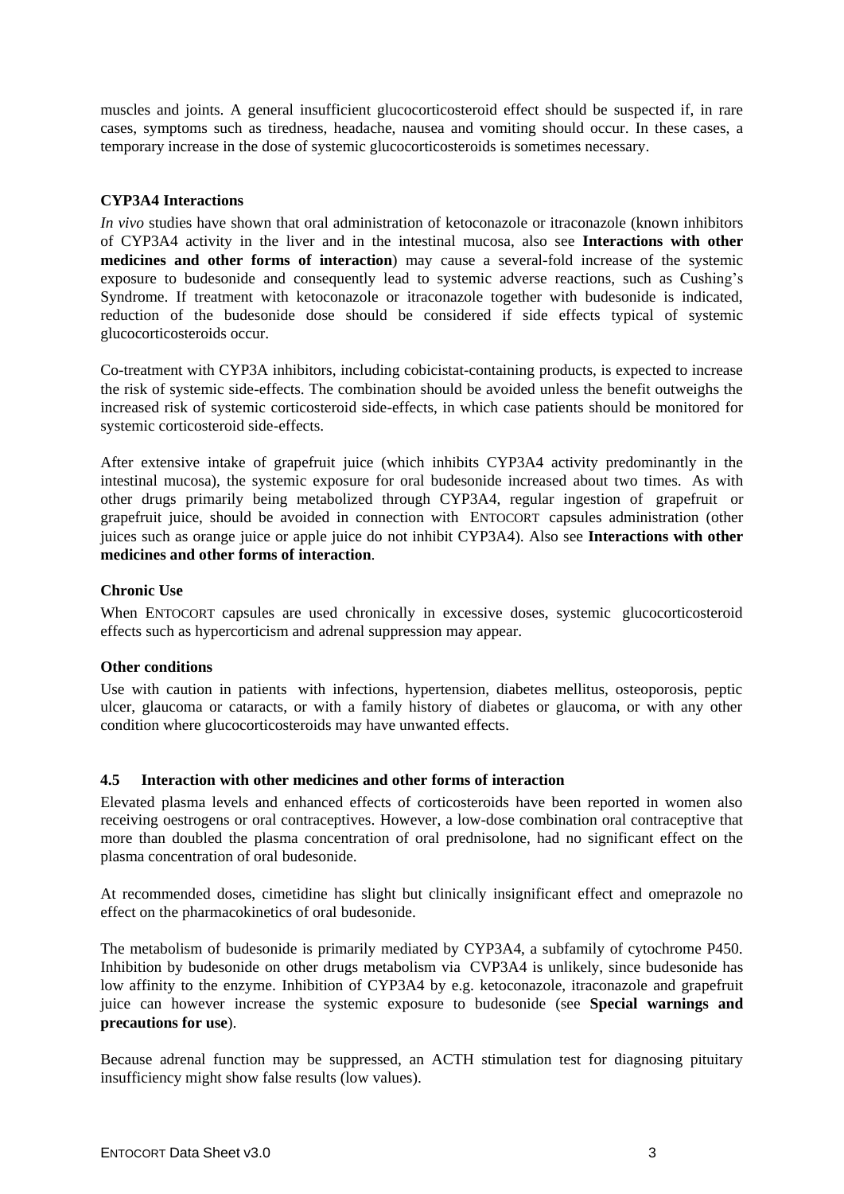muscles and joints. A general insufficient glucocorticosteroid effect should be suspected if, in rare cases, symptoms such as tiredness, headache, nausea and vomiting should occur. In these cases, a temporary increase in the dose of systemic glucocorticosteroids is sometimes necessary.

**CYP3A4 Interactions**

*In vivo* studies have shown that oral administration of ketoconazole or itraconazole (known inhibitors of CYP3A4 activity in the liver and in the intestinal mucosa, also see **Interactions with other medicines and other forms of interaction**) may cause a several-fold increase of the systemic exposure to budesonide and consequently lead to systemic adverse reactions, such as Cushing's Syndrome. If treatment with ketoconazole or itraconazole together with budesonide is indicated, reduction of the budesonide dose should be considered if side effects typical of systemic glucocorticosteroids occur.

Co-treatment with CYP3A inhibitors, including cobicistat-containing products, is expected to increase the risk of systemic side-effects. The combination should be avoided unless the benefit outweighs the increased risk of systemic corticosteroid side-effects, in which case patients should be monitored for systemic corticosteroid side-effects.

After extensive intake of grapefruit juice (which inhibits CYP3A4 activity predominantly in the intestinal mucosa), the systemic exposure for oral budesonide increased about two times. As with other drugs primarily being metabolized through CYP3A4, regular ingestion of grapefruit or grapefruit juice, should be avoided in connection with ENTOCORT capsules administration (other juices such as orange juice or apple juice do not inhibit CYP3A4). Also see **Interactions with other medicines and other forms of interaction**.

**Chronic Use**

When ENTOCORT capsules are used chronically in excessive doses, systemic glucocorticosteroid effects such as hypercorticism and adrenal suppression may appear.

**Other conditions**

Use with caution in patients with infections, hypertension, diabetes mellitus, osteoporosis, peptic ulcer, glaucoma or cataracts, or with a family history of diabetes or glaucoma, or with any other condition where glucocorticosteroids may have unwanted effects.

## 4.5 Interaction with other medicines and other forms of interaction

Elevated plasma levels and enhanced effects of corticosteroids have been reported in women also receiving oestrogens or oral contraceptives. However, a low-dose combination oral contraceptive that more than doubled the plasma concentration of oral prednisolone, had no significant effect on the plasma concentration of oral budesonide.

At recommended doses, cimetidine has slight but clinically insignificant effect and omeprazole no effect on the pharmacokinetics of oral budesonide.

The metabolism of budesonide is primarily mediated by CYP3A4, a subfamily of cytochrome P450. Inhibition by budesonide on other drugs metabolism via CVP3A4 is unlikely, since budesonide has low affinity to the enzyme. Inhibition of CYP3A4 by e.g. ketoconazole, itraconazole and grapefruit juice can however increase the systemic exposure to budesonide (see **Special warnings and precautions for use**).

Because adrenal function may be suppressed, an ACTH stimulation test for diagnosing pituitary insufficiency might show false results (low values).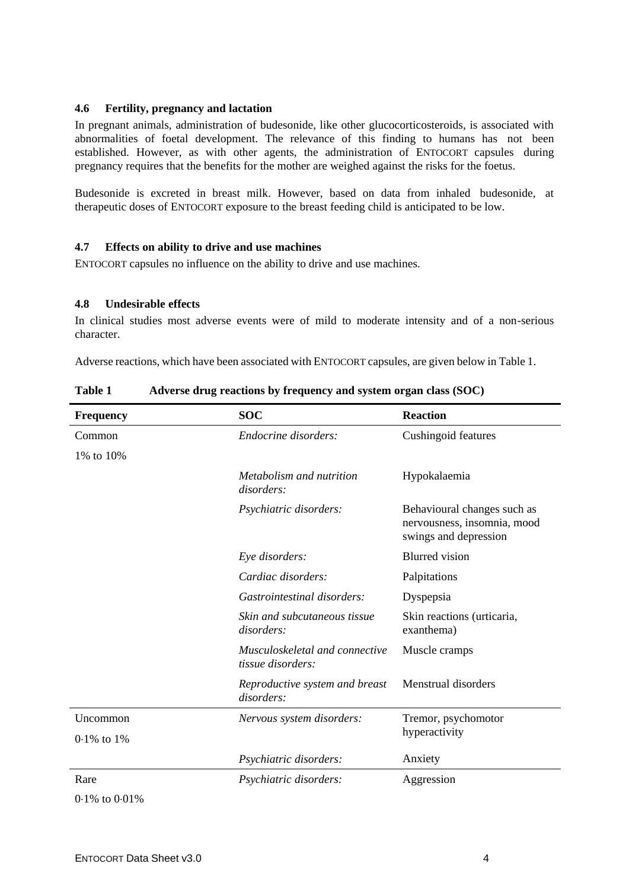### 4.6 Fertility, pregnancy and lactation

In pregnant animals, administration of budesonide, like other glucocorticosteroids, is associated with abnormalities of foetal development. The relevance of this finding to humans has not been established. However, as with other agents, the administration of ENTOCORT capsules during pregnancy requires that the benefits for the mother are weighed against the risks for the foetus.

Budesonide is excreted in breast milk. However, based on data from inhaled budesonide, at therapeutic doses of ENTOCORT exposure to the breast feeding child is anticipated to be low.

### 4.7 Effects on ability to drive and use machines

ENTOCORT capsules no influence on the ability to drive and use machines.

### 4.8 Undesirable effects

In clinical studies most adverse events were of mild to moderate intensity and of a non-serious character.

Adverse reactions, which have been associated with ENTOCORT capsules, are given below in Table 1.

**Table 1 Adverse drug reactions by frequency and system organ class (SOC)**

| Frequency | SOC | Reaction |
|---|---|---|
| Common<br>1% to 10% | *Endocrine disorders:* | Cushingoid features |
| | *Metabolism and nutrition disorders:* | Hypokalaemia |
| | *Psychiatric disorders:* | Behavioural changes such as nervousness, insomnia, mood swings and depression |
| | *Eye disorders:* | Blurred vision |
| | *Cardiac disorders:* | Palpitations |
| | *Gastrointestinal disorders:* | Dyspepsia |
| | *Skin and subcutaneous tissue disorders:* | Skin reactions (urticaria, exanthema) |
| | *Musculoskeletal and connective tissue disorders:* | Muscle cramps |
| | *Reproductive system and breast disorders:* | Menstrual disorders |
| Uncommon<br>0·1% to 1% | *Nervous system disorders:* | Tremor, psychomotor hyperactivity |
| | *Psychiatric disorders:* | Anxiety |
| Rare<br>0·1% to 0·01% | *Psychiatric disorders:* | Aggression |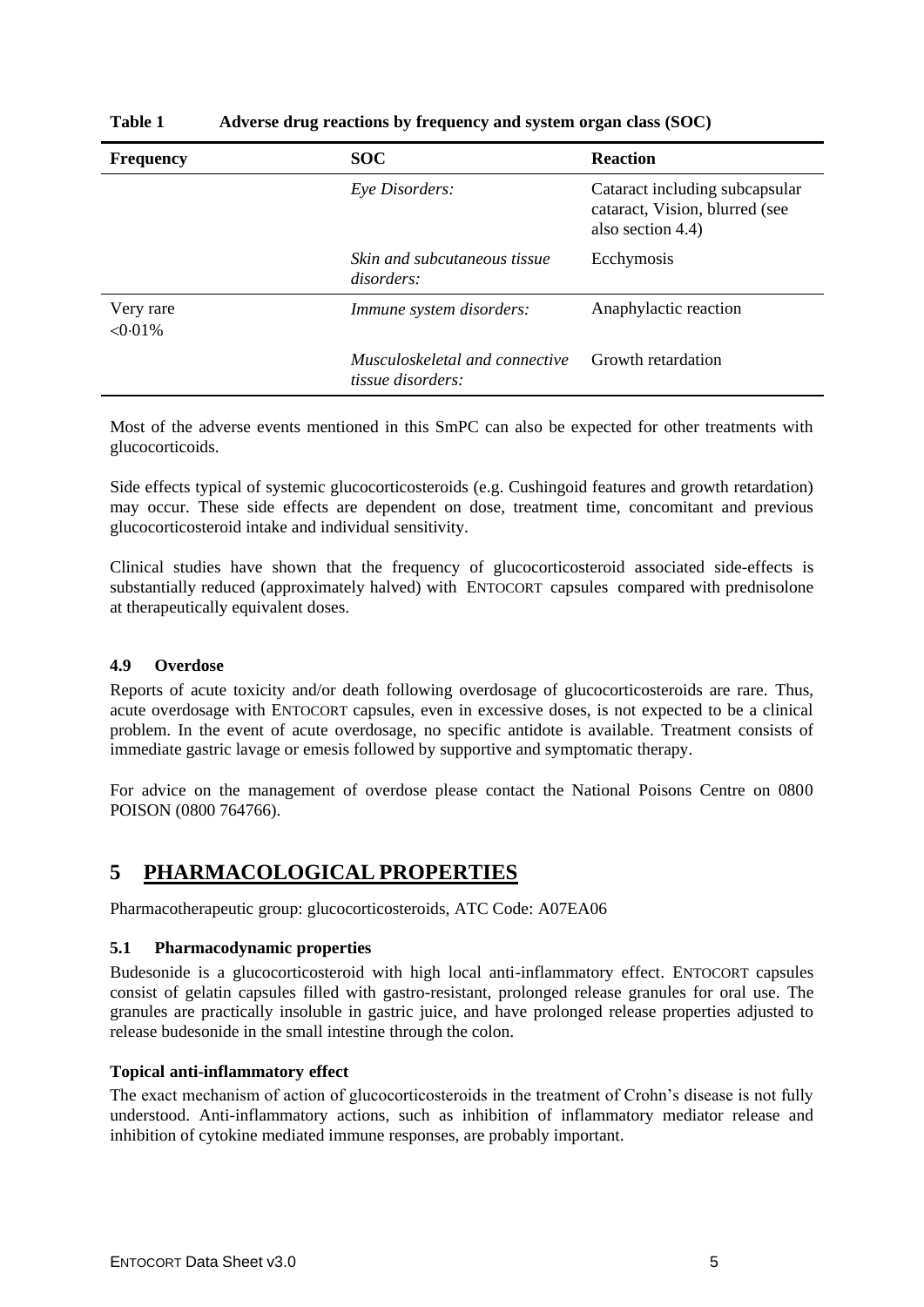**Table 1 Adverse drug reactions by frequency and system organ class (SOC)**

| Frequency | SOC | Reaction |
|---|---|---|
| | *Eye Disorders:* | Cataract including subcapsular cataract, Vision, blurred (see also section 4.4) |
| | *Skin and subcutaneous tissue disorders:* | Ecchymosis |
| Very rare <0·01% | *Immune system disorders:* | Anaphylactic reaction |
| | *Musculoskeletal and connective tissue disorders:* | Growth retardation |

Most of the adverse events mentioned in this SmPC can also be expected for other treatments with glucocorticoids.

Side effects typical of systemic glucocorticosteroids (e.g. Cushingoid features and growth retardation) may occur. These side effects are dependent on dose, treatment time, concomitant and previous glucocorticosteroid intake and individual sensitivity.

Clinical studies have shown that the frequency of glucocorticosteroid associated side-effects is substantially reduced (approximately halved) with ENTOCORT capsules compared with prednisolone at therapeutically equivalent doses.

### 4.9 Overdose

Reports of acute toxicity and/or death following overdosage of glucocorticosteroids are rare. Thus, acute overdosage with ENTOCORT capsules, even in excessive doses, is not expected to be a clinical problem. In the event of acute overdosage, no specific antidote is available. Treatment consists of immediate gastric lavage or emesis followed by supportive and symptomatic therapy.

For advice on the management of overdose please contact the National Poisons Centre on 0800 POISON (0800 764766).

## 5 PHARMACOLOGICAL PROPERTIES

Pharmacotherapeutic group: glucocorticosteroids, ATC Code: A07EA06

### 5.1 Pharmacodynamic properties

Budesonide is a glucocorticosteroid with high local anti-inflammatory effect. ENTOCORT capsules consist of gelatin capsules filled with gastro-resistant, prolonged release granules for oral use. The granules are practically insoluble in gastric juice, and have prolonged release properties adjusted to release budesonide in the small intestine through the colon.

**Topical anti-inflammatory effect**

The exact mechanism of action of glucocorticosteroids in the treatment of Crohn's disease is not fully understood. Anti-inflammatory actions, such as inhibition of inflammatory mediator release and inhibition of cytokine mediated immune responses, are probably important.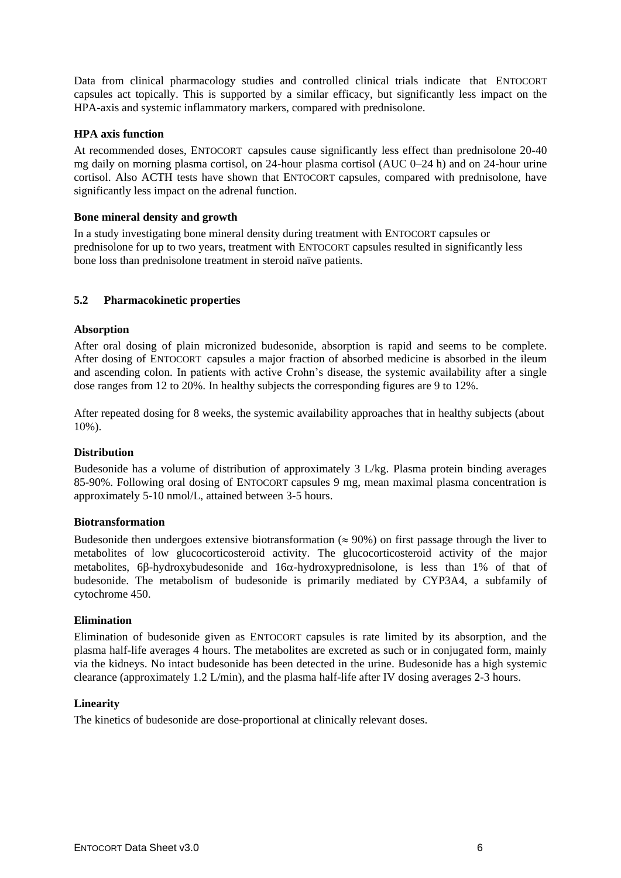Data from clinical pharmacology studies and controlled clinical trials indicate that ENTOCORT capsules act topically. This is supported by a similar efficacy, but significantly less impact on the HPA-axis and systemic inflammatory markers, compared with prednisolone.

**HPA axis function**

At recommended doses, ENTOCORT capsules cause significantly less effect than prednisolone 20-40 mg daily on morning plasma cortisol, on 24-hour plasma cortisol (AUC 0–24 h) and on 24-hour urine cortisol. Also ACTH tests have shown that ENTOCORT capsules, compared with prednisolone, have significantly less impact on the adrenal function.

**Bone mineral density and growth**

In a study investigating bone mineral density during treatment with ENTOCORT capsules or prednisolone for up to two years, treatment with ENTOCORT capsules resulted in significantly less bone loss than prednisolone treatment in steroid naïve patients.

### 5.2 Pharmacokinetic properties

**Absorption**

After oral dosing of plain micronized budesonide, absorption is rapid and seems to be complete. After dosing of ENTOCORT capsules a major fraction of absorbed medicine is absorbed in the ileum and ascending colon. In patients with active Crohn's disease, the systemic availability after a single dose ranges from 12 to 20%. In healthy subjects the corresponding figures are 9 to 12%.

After repeated dosing for 8 weeks, the systemic availability approaches that in healthy subjects (about 10%).

**Distribution**

Budesonide has a volume of distribution of approximately 3 L/kg. Plasma protein binding averages 85-90%. Following oral dosing of ENTOCORT capsules 9 mg, mean maximal plasma concentration is approximately 5-10 nmol/L, attained between 3-5 hours.

**Biotransformation**

Budesonide then undergoes extensive biotransformation ($\approx$ 90%) on first passage through the liver to metabolites of low glucocorticosteroid activity. The glucocorticosteroid activity of the major metabolites, 6β-hydroxybudesonide and 16α-hydroxyprednisolone, is less than 1% of that of budesonide. The metabolism of budesonide is primarily mediated by CYP3A4, a subfamily of cytochrome 450.

**Elimination**

Elimination of budesonide given as ENTOCORT capsules is rate limited by its absorption, and the plasma half-life averages 4 hours. The metabolites are excreted as such or in conjugated form, mainly via the kidneys. No intact budesonide has been detected in the urine. Budesonide has a high systemic clearance (approximately 1.2 L/min), and the plasma half-life after IV dosing averages 2-3 hours.

**Linearity**

The kinetics of budesonide are dose-proportional at clinically relevant doses.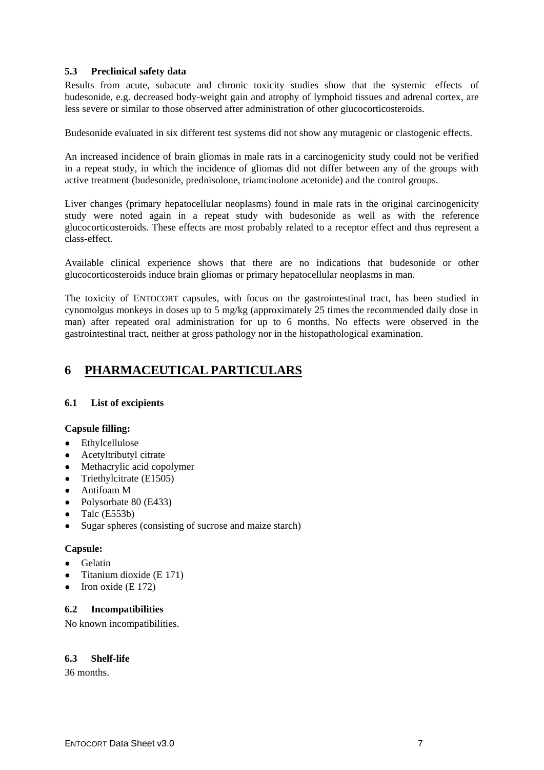### 5.3 Preclinical safety data

Results from acute, subacute and chronic toxicity studies show that the systemic effects of budesonide, e.g. decreased body-weight gain and atrophy of lymphoid tissues and adrenal cortex, are less severe or similar to those observed after administration of other glucocorticosteroids.

Budesonide evaluated in six different test systems did not show any mutagenic or clastogenic effects.

An increased incidence of brain gliomas in male rats in a carcinogenicity study could not be verified in a repeat study, in which the incidence of gliomas did not differ between any of the groups with active treatment (budesonide, prednisolone, triamcinolone acetonide) and the control groups.

Liver changes (primary hepatocellular neoplasms) found in male rats in the original carcinogenicity study were noted again in a repeat study with budesonide as well as with the reference glucocorticosteroids. These effects are most probably related to a receptor effect and thus represent a class-effect.

Available clinical experience shows that there are no indications that budesonide or other glucocorticosteroids induce brain gliomas or primary hepatocellular neoplasms in man.

The toxicity of ENTOCORT capsules, with focus on the gastrointestinal tract, has been studied in cynomolgus monkeys in doses up to 5 mg/kg (approximately 25 times the recommended daily dose in man) after repeated oral administration for up to 6 months. No effects were observed in the gastrointestinal tract, neither at gross pathology nor in the histopathological examination.

# 6 PHARMACEUTICAL PARTICULARS

### 6.1 List of excipients

**Capsule filling:**

- Ethylcellulose
- Acetyltributyl citrate
- Methacrylic acid copolymer
- Triethylcitrate (E1505)
- Antifoam M
- Polysorbate 80 (E433)
- Talc (E553b)
- Sugar spheres (consisting of sucrose and maize starch)

**Capsule:**

- Gelatin
- Titanium dioxide (E 171)
- Iron oxide (E 172)

### 6.2 Incompatibilities

No known incompatibilities.

### 6.3 Shelf-life

36 months.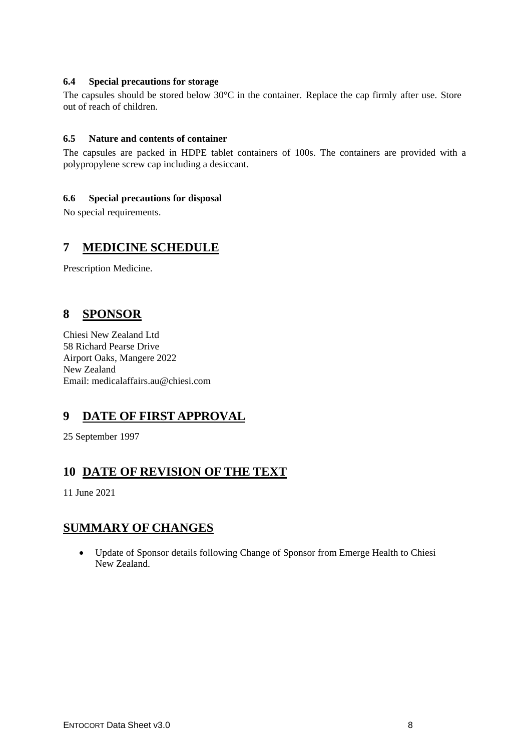### 6.4 Special precautions for storage

The capsules should be stored below 30°C in the container. Replace the cap firmly after use. Store out of reach of children.

### 6.5 Nature and contents of container

The capsules are packed in HDPE tablet containers of 100s. The containers are provided with a polypropylene screw cap including a desiccant.

### 6.6 Special precautions for disposal

No special requirements.

## 7 MEDICINE SCHEDULE

Prescription Medicine.

## 8 SPONSOR

Chiesi New Zealand Ltd
58 Richard Pearse Drive
Airport Oaks, Mangere 2022
New Zealand
Email: medicalaffairs.au@chiesi.com

## 9 DATE OF FIRST APPROVAL

25 September 1997

## 10 DATE OF REVISION OF THE TEXT

11 June 2021

## SUMMARY OF CHANGES

- Update of Sponsor details following Change of Sponsor from Emerge Health to Chiesi New Zealand.